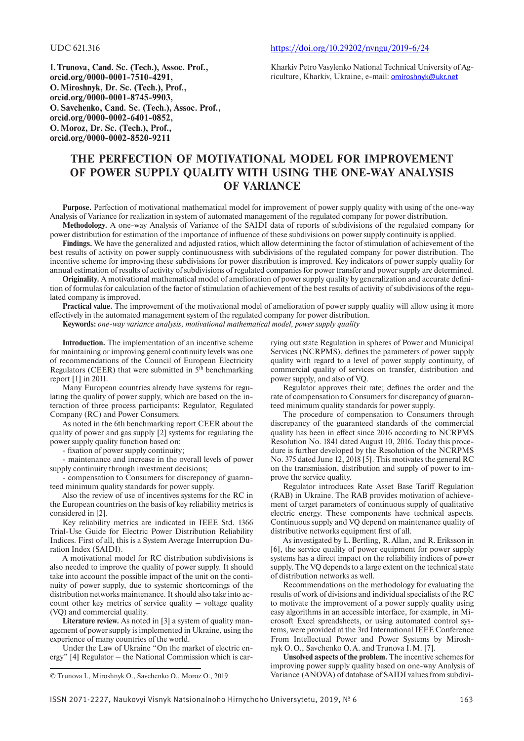UDC 621.316

https://doi.org/10.29202/nvngu/2019-6/24

**I. Trunova, Cand. Sc. (Tech.), Assoc. Prof., orcid.org/0000-0001-7510-4291, O. Miroshnyk, Dr. Sc. (Tech.), Prof., orcid.org/0000-0001-8745-9903, O. Savchenko, Cand. Sc. (Tech.), Assoc. Prof., orcid.org/0000-0002-6401-0852, O. Moroz, Dr. Sc. (Tech.), Prof., orcid.org/0000-0002-8520-9211**

Kharkiv Petro Vasylenko National Technical University of Agriculture, Kharkiv, Ukraine, e-mail: omiroshnyk@ukr.net

# THE PERFECTION OF MOTIVATIONAL MODEL FOR IMPROVEMENT OF POWER SUPPLY QUALITY WITH USING THE ONE-WAY ANALYSIS OF VARIANCE

**Purpose.** Perfection of motivational mathematical model for improvement of power supply quality with using of the one-way Analysis of Variance for realization in system of automated management of the regulated company for power distribution.

**Methodology.** A one-way Analysis of Variance of the SAIDI data of reports of subdivisions of the regulated company for power distribution for estimation of the importance of influence of these subdivisions on power supply continuity is applied.

**Findings.** We have the generalized and adjusted ratios, which allow determining the factor of stimulation of achievement of the best results of activity on power supply continuousness with subdivisions of the regulated company for power distribution. The incentive scheme for improving these subdivisions for power distribution is improved. Key indicators of power supply quality for annual estimation of results of activity of subdivisions of regulated companies for power transfer and power supply are determined.

**Originality.** A motivational mathematical model of amelioration of power supply quality by generalization and accurate definition of formulas for calculation of the factor of stimulation of achievement of the best results of activity of subdivisions of the regulated company is improved.

**Practical value.** The improvement of the motivational model of amelioration of power supply quality will allow using it more effectively in the automated management system of the regulated company for power distribution.

**Keywords:** *one-way variance analysis, motivational mathematical model, power supply quality*

**Introduction.** The implementation of an incentive scheme for maintaining or improving general continuity levels was one of recommendations of the Council of European Electricity Regulators (CEER) that were submitted in 5th benchmarking report [1] in 2011.

Many European countries already have systems for regulating the quality of power supply, which are based on the interaction of three process participants: Regulator, Regulated Company (RC) and Power Consumers.

As noted in the 6th benchmarking report CEER about the quality of power and gas supply [2] systems for regulating the power supply quality function based on:

- fixation of power supply continuity;
- maintenance and increase in the overall levels of power supply continuity through investment decisions;
- compensation to Consumers for discrepancy of guaranteed minimum quality standards for power supply.

Also the review of use of incentives systems for the RC in the European countries on the basis of key reliability metrics is considered in [2].

Key reliability metrics are indicated in IEEE Std. 1366 Trial-Use Guide for Electric Power Distribution Reliability Indices. First of all, this is a System Average Interruption Duration Index (SAIDI).

A motivational model for RC distribution subdivisions is also needed to improve the quality of power supply. It should take into account the possible impact of the unit on the continuity of power supply, due to systemic shortcomings of the distribution networks maintenance. It should also take into account other key metrics of service quality – voltage quality (VQ) and commercial quality.

**Literature review.** As noted in [3] a system of quality management of power supply is implemented in Ukraine, using the experience of many countries of the world.

Under the Law of Ukraine "On the market of electric energy" [4] Regulator – the National Commission which is carrying out state Regulation in spheres of Power and Municipal Services (NCRPMS), defines the parameters of power supply quality with regard to a level of power supply continuity, of commercial quality of services on transfer, distribution and power supply, and also of VQ.

Regulator approves their rate; defines the order and the rate of compensation to Consumers for discrepancy of guaranteed minimum quality standards for power supply.

The procedure of compensation to Consumers through discrepancy of the guaranteed standards of the commercial quality has been in effect since 2016 according to NCRPMS Resolution No. 1841 dated August 10, 2016. Today this procedure is further developed by the Resolution of the NCRPMS No. 375 dated June 12, 2018 [5]. This motivates the general RC on the transmission, distribution and supply of power to improve the service quality.

Regulator introduces Rate Asset Base Tariff Regulation (RAB) in Ukraine. The RAB provides motivation of achievement of target parameters of continuous supply of qualitative electric energy. These components have technical aspects. Continuous supply and VQ depend on maintenance quality of distributive networks equipment first of all.

As investigated by L. Bertling, R. Allan, and R. Eriksson in [6], the service quality of power equipment for power supply systems has a direct impact on the reliability indices of power supply. The VQ depends to a large extent on the technical state of distribution networks as well.

Recommendations on the methodology for evaluating the results of work of divisions and individual specialists of the RC to motivate the improvement of a power supply quality using easy algorithms in an accessible interface, for example, in Microsoft Excel spreadsheets, or using automated control systems, were provided at the 3rd International IEEE Conference From Intellectual Power and Power Systems by Miroshnyk O. O., Savchenko O. A. and Trunova I. M. [7].

**Unsolved aspects of the problem.** The incentive schemes for improving power supply quality based on one-way Analysis of Variance (ANOVA) of database of SAIDI values from subdivi-

© Trunova I., Miroshnyk O., Savchenko O., Moroz O., 2019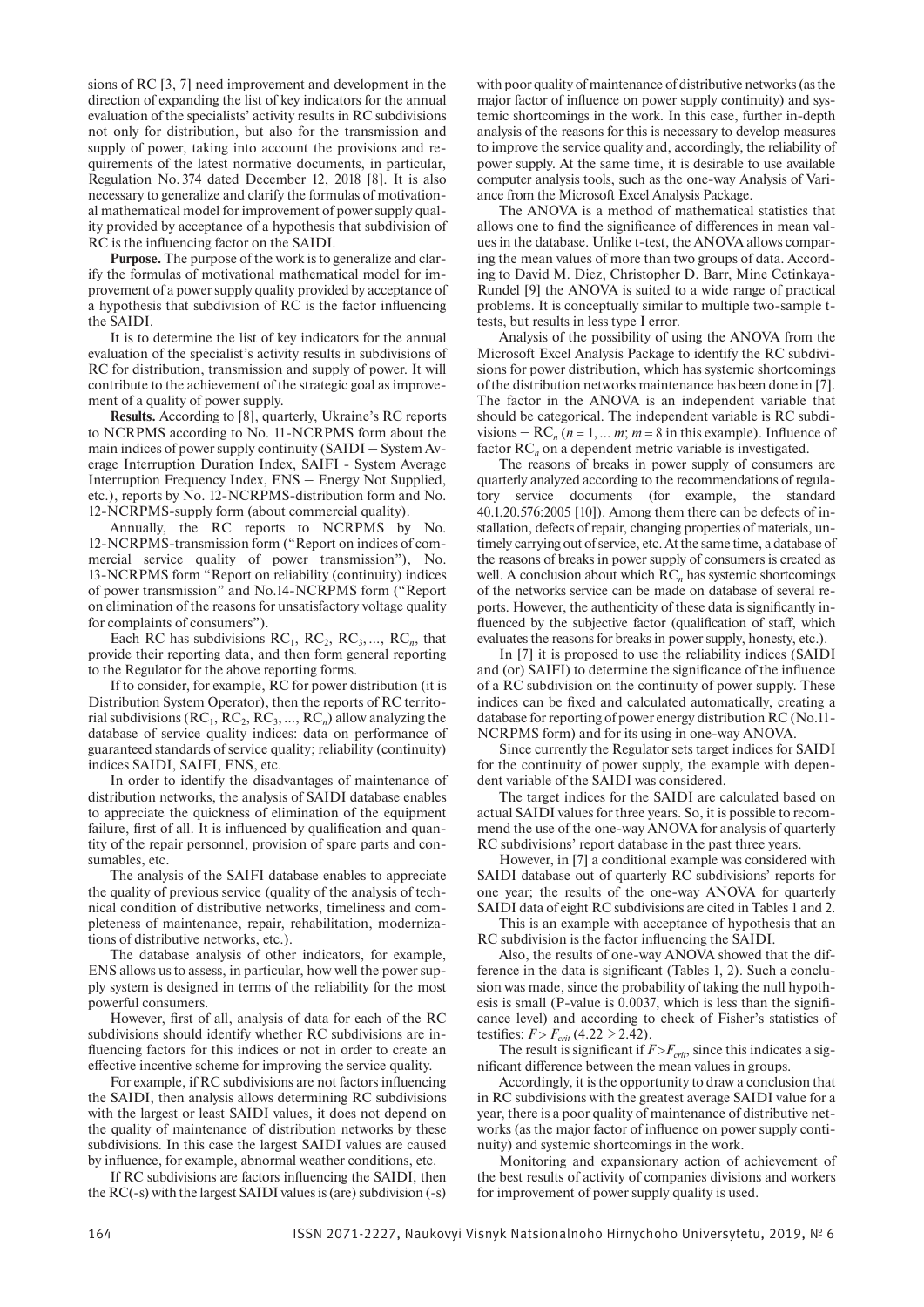sions of RC [3, 7] need improvement and development in the direction of expanding the list of key indicators for the annual evaluation of the specialists' activity results in RC subdivisions not only for distribution, but also for the transmission and supply of power, taking into account the provisions and requirements of the latest normative documents, in particular, Regulation No. 374 dated December 12, 2018 [8]. It is also necessary to generalize and clarify the formulas of motivational mathematical model for improvement of power supply quality provided by acceptance of a hypothesis that subdivision of RC is the influencing factor on the SAIDI.

**Purpose.** The purpose of the work is to generalize and clarify the formulas of motivational mathematical model for improvement of a power supply quality provided by acceptance of a hypothesis that subdivision of RC is the factor influencing the SAIDI.

It is to determine the list of key indicators for the annual evaluation of the specialist's activity results in subdivisions of RC for distribution, transmission and supply of power. It will contribute to the achievement of the strategic goal as improvement of a quality of power supply.

**Results.** According to [8], quarterly, Ukraine's RC reports to NCRPMS according to No. 11-NCRPMS form about the main indices of power supply continuity (SAIDI – System Average Interruption Duration Index, SAIFI - System Average Interruption Frequency Index, ENS – Energy Not Supplied, etc.), reports by No. 12-NCRPMS-distribution form and No. 12-NCRPMS-supply form (about commercial quality).

Annually, the RC reports to NCRPMS by No. 12-NCRPMS-transmission form ("Report on indices of commercial service quality of power transmission"), No. 13-NCRPMS form "Report on reliability (continuity) indices of power transmission" and No.14-NCRPMS form ("Report on elimination of the reasons for unsatisfactory voltage quality for complaints of consumers").

Each RC has subdivisions $RC_1$, $RC_2$, $RC_3$, ..., $RC_n$, that provide their reporting data, and then form general reporting to the Regulator for the above reporting forms.

If to consider, for example, RC for power distribution (it is Distribution System Operator), then the reports of RC territorial subdivisions ($RC_1$, $RC_2$, $RC_3$, ..., $RC_n$) allow analyzing the database of service quality indices: data on performance of guaranteed standards of service quality; reliability (continuity) indices SAIDI, SAIFI, ENS, etc.

In order to identify the disadvantages of maintenance of distribution networks, the analysis of SAIDI database enables to appreciate the quickness of elimination of the equipment failure, first of all. It is influenced by qualification and quantity of the repair personnel, provision of spare parts and consumables, etc.

The analysis of the SAIFI database enables to appreciate the quality of previous service (quality of the analysis of technical condition of distributive networks, timeliness and completeness of maintenance, repair, rehabilitation, modernizations of distributive networks, etc.).

The database analysis of other indicators, for example, ENS allows us to assess, in particular, how well the power supply system is designed in terms of the reliability for the most powerful consumers.

However, first of all, analysis of data for each of the RC subdivisions should identify whether RC subdivisions are influencing factors for this indices or not in order to create an effective incentive scheme for improving the service quality.

For example, if RC subdivisions are not factors influencing the SAIDI, then analysis allows determining RC subdivisions with the largest or least SAIDI values, it does not depend on the quality of maintenance of distribution networks by these subdivisions. In this case the largest SAIDI values are caused by influence, for example, abnormal weather conditions, etc.

If RC subdivisions are factors influencing the SAIDI, then the RC(-s) with the largest SAIDI values is (are) subdivision (-s) with poor quality of maintenance of distributive networks (as the major factor of influence on power supply continuity) and systemic shortcomings in the work. In this case, further in-depth analysis of the reasons for this is necessary to develop measures to improve the service quality and, accordingly, the reliability of power supply. At the same time, it is desirable to use available computer analysis tools, such as the one-way Analysis of Variance from the Microsoft Excel Analysis Package.

The ANOVA is a method of mathematical statistics that allows one to find the significance of differences in mean values in the database. Unlike t-test, the ANOVA allows comparing the mean values of more than two groups of data. According to David M. Diez, Christopher D. Barr, Mine Cetinkaya-Rundel [9] the ANOVA is suited to a wide range of practical problems. It is conceptually similar to multiple two-sample t-tests, but results in less type I error.

Analysis of the possibility of using the ANOVA from the Microsoft Excel Analysis Package to identify the RC subdivisions for power distribution, which has systemic shortcomings of the distribution networks maintenance has been done in [7]. The factor in the ANOVA is an independent variable that should be categorical. The independent variable is RC subdivisions – $RC_n$ ($n = 1, \ldots m$; $m = 8$ in this example). Influence of factor $RC_n$ on a dependent metric variable is investigated.

The reasons of breaks in power supply of consumers are quarterly analyzed according to the recommendations of regulatory service documents (for example, the standard 40.1.20.576:2005 [10]). Among them there can be defects of installation, defects of repair, changing properties of materials, untimely carrying out of service, etc. At the same time, a database of the reasons of breaks in power supply of consumers is created as well. A conclusion about which $RC_n$ has systemic shortcomings of the networks service can be made on database of several reports. However, the authenticity of these data is significantly influenced by the subjective factor (qualification of staff, which evaluates the reasons for breaks in power supply, honesty, etc.).

In [7] it is proposed to use the reliability indices (SAIDI and (or) SAIFI) to determine the significance of the influence of a RC subdivision on the continuity of power supply. These indices can be fixed and calculated automatically, creating a database for reporting of power energy distribution RC (No.11-NCRPMS form) and for its using in one-way ANOVA.

Since currently the Regulator sets target indices for SAIDI for the continuity of power supply, the example with dependent variable of the SAIDI was considered.

The target indices for the SAIDI are calculated based on actual SAIDI values for three years. So, it is possible to recommend the use of the one-way ANOVA for analysis of quarterly RC subdivisions' report database in the past three years.

However, in [7] a conditional example was considered with SAIDI database out of quarterly RC subdivisions' reports for one year; the results of the one-way ANOVA for quarterly SAIDI data of eight RC subdivisions are cited in Tables 1 and 2.

This is an example with acceptance of hypothesis that an RC subdivision is the factor influencing the SAIDI.

Also, the results of one-way ANOVA showed that the difference in the data is significant (Tables 1, 2). Such a conclusion was made, since the probability of taking the null hypothesis is small (P-value is 0.0037, which is less than the significance level) and according to check of Fisher's statistics of testifies: $F > F_{crit}$ ($4.22 > 2.42$).

The result is significant if $F > F_{crit}$, since this indicates a significant difference between the mean values in groups.

Accordingly, it is the opportunity to draw a conclusion that in RC subdivisions with the greatest average SAIDI value for a year, there is a poor quality of maintenance of distributive networks (as the major factor of influence on power supply continuity) and systemic shortcomings in the work.

Monitoring and expansionary action of achievement of the best results of activity of companies divisions and workers for improvement of power supply quality is used.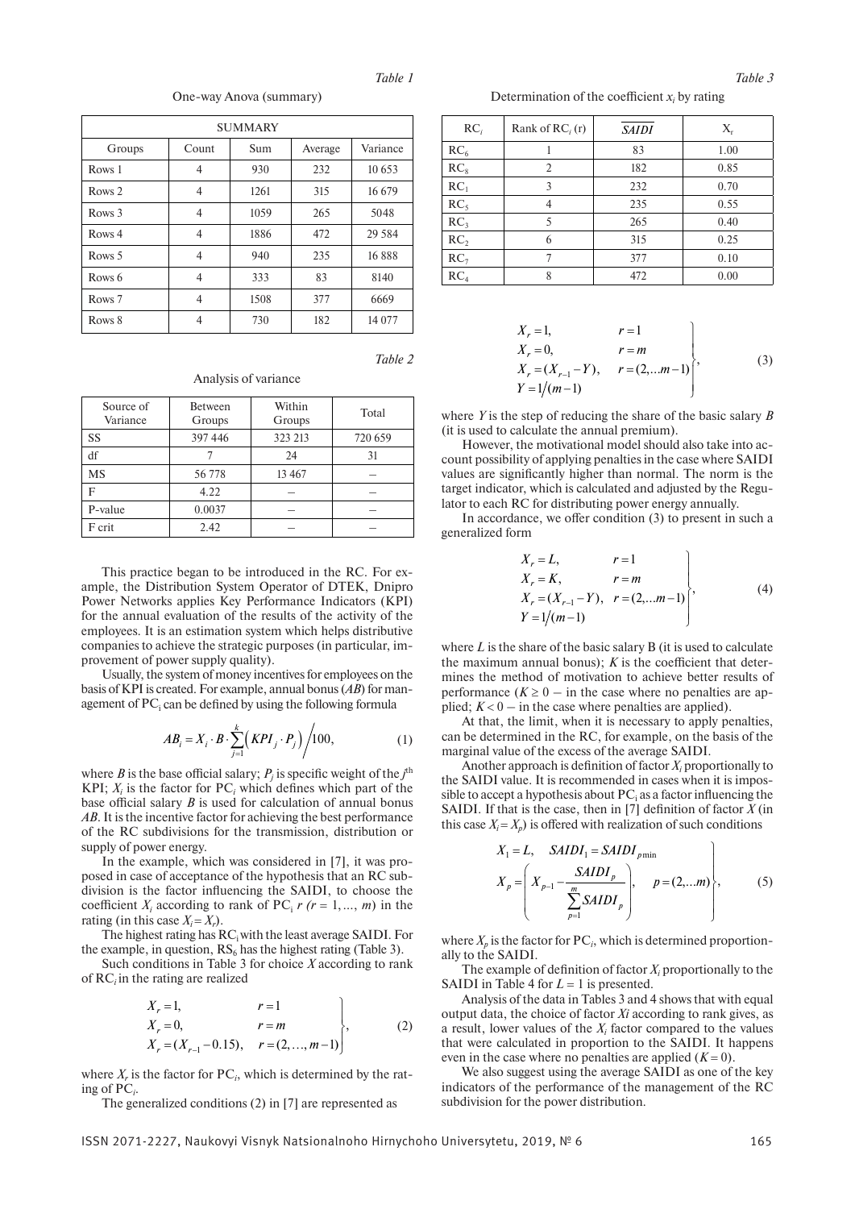*Table 1*

One-way Anova (summary)

| SUMMARY | | | | |
|---|---|---|---|---|
| Groups | Count | Sum | Average | Variance |
| Rows 1 | 4 | 930 | 232 | 10 653 |
| Rows 2 | 4 | 1261 | 315 | 16 679 |
| Rows 3 | 4 | 1059 | 265 | 5048 |
| Rows 4 | 4 | 1886 | 472 | 29 584 |
| Rows 5 | 4 | 940 | 235 | 16 888 |
| Rows 6 | 4 | 333 | 83 | 8140 |
| Rows 7 | 4 | 1508 | 377 | 6669 |
| Rows 8 | 4 | 730 | 182 | 14 077 |

*Table 2*

Analysis of variance

| Source of Variance | Between Groups | Within Groups | Total |
|---|---|---|---|
| SS | 397 446 | 323 213 | 720 659 |
| df | 7 | 24 | 31 |
| MS | 56 778 | 13 467 | – |
| F | 4.22 | – | – |
| P-value | 0.0037 | – | – |
| F crit | 2.42 | – | – |

This practice began to be introduced in the RC. For example, the Distribution System Operator of DTEK, Dnipro Power Networks applies Key Performance Indicators (KPI) for the annual evaluation of the results of the activity of the employees. It is an estimation system which helps distributive companies to achieve the strategic purposes (in particular, improvement of power supply quality).

Usually, the system of money incentives for employees on the basis of KPI is created. For example, annual bonus (*AB*) for management of $PC_i$ can be defined by using the following formula

$$AB_i = X_i \cdot B \cdot \sum_{j=1}^{k} \left( KPI_j \cdot P_j \right) \bigg/ 100, \tag{1}$$

where *B* is the base official salary; $P_j$ is specific weight of the $j^{th}$ KPI; $X_i$ is the factor for $PC_i$ which defines which part of the base official salary *B* is used for calculation of annual bonus *AB*. It is the incentive factor for achieving the best performance of the RC subdivisions for the transmission, distribution or supply of power energy.

In the example, which was considered in [7], it was proposed in case of acceptance of the hypothesis that an RC subdivision is the factor influencing the SAIDI, to choose the coefficient $X_i$ according to rank of $PC_i$ $r$ $(r = 1, \ldots, m)$ in the rating (in this case $X_i = X_r$).

The highest rating has $RC_i$ with the least average SAIDI. For the example, in question, $RS_6$ has the highest rating (Table 3).

Such conditions in Table 3 for choice *X* according to rank of $RC_i$ in the rating are realized

$$\left. \begin{aligned} &X_r = 1, && r = 1 \\ &X_r = 0, && r = m \\ &X_r = (X_{r-1} - 0.15), && r = (2, \ldots, m-1) \end{aligned} \right\}, \tag{2}$$

where $X_r$ is the factor for $PC_i$, which is determined by the rating of $PC_i$.

The generalized conditions (2) in [7] are represented as

*Table 3*

Determination of the coefficient $x_i$ by rating

| $RC_i$ | Rank of $RC_i$ (r) | $\overline{SAIDI}$ | $X_r$ |
|---|---|---|---|
| $RC_6$ | 1 | 83 | 1.00 |
| $RC_8$ | 2 | 182 | 0.85 |
| $RC_1$ | 3 | 232 | 0.70 |
| $RC_5$ | 4 | 235 | 0.55 |
| $RC_3$ | 5 | 265 | 0.40 |
| $RC_2$ | 6 | 315 | 0.25 |
| $RC_7$ | 7 | 377 | 0.10 |
| $RC_4$ | 8 | 472 | 0.00 |

$$\left. \begin{aligned} &X_r = 1, && r = 1 \\ &X_r = 0, && r = m \\ &X_r = (X_{r-1} - Y), && r = (2, \ldots m-1) \\ &Y = 1/(m-1) && \end{aligned} \right\}, \tag{3}$$

where *Y* is the step of reducing the share of the basic salary *B* (it is used to calculate the annual premium).

However, the motivational model should also take into account possibility of applying penalties in the case where SAIDI values are significantly higher than normal. The norm is the target indicator, which is calculated and adjusted by the Regulator to each RC for distributing power energy annually.

In accordance, we offer condition (3) to present in such a generalized form

$$\left. \begin{aligned} &X_r = L, && r = 1 \\ &X_r = K, && r = m \\ &X_r = (X_{r-1} - Y), && r = (2, \ldots m-1) \\ &Y = 1/(m-1) && \end{aligned} \right\}, \tag{4}$$

where *L* is the share of the basic salary B (it is used to calculate the maximum annual bonus); *K* is the coefficient that determines the method of motivation to achieve better results of performance ($K \geq 0$ – in the case where no penalties are applied; $K < 0$ – in the case where penalties are applied).

At that, the limit, when it is necessary to apply penalties, can be determined in the RC, for example, on the basis of the marginal value of the excess of the average SAIDI.

Another approach is definition of factor $X_i$ proportionally to the SAIDI value. It is recommended in cases when it is impossible to accept a hypothesis about $PC_i$ as a factor influencing the SAIDI. If that is the case, then in [7] definition of factor *X* (in this case $X_i = X_p$) is offered with realization of such conditions

$$\left. \begin{aligned} &X_1 = L, \quad SAIDI_1 = SAIDI_{p\min} \\ &X_p = \left( X_{p-1} - \frac{SAIDI_p}{\sum_{p=1}^{m} SAIDI_p} \right), \quad p = (2, \ldots m) \end{aligned} \right\}, \tag{5}$$

where $X_p$ is the factor for $PC_i$, which is determined proportionally to the SAIDI.

The example of definition of factor $X_i$ proportionally to the SAIDI in Table 4 for $L = 1$ is presented.

Analysis of the data in Tables 3 and 4 shows that with equal output data, the choice of factor *Xi* according to rank gives, as a result, lower values of the $X_i$ factor compared to the values that were calculated in proportion to the SAIDI. It happens even in the case where no penalties are applied ($K = 0$).

We also suggest using the average SAIDI as one of the key indicators of the performance of the management of the RC subdivision for the power distribution.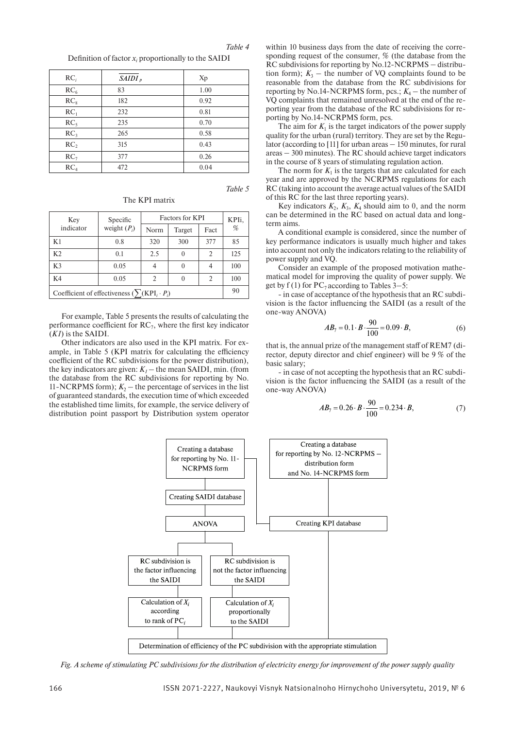*Table 4*

Definition of factor $x_i$ proportionally to the SAIDI

| $RC_i$ | $\overline{SAIDI}_p$ | Xp |
|---|---|---|
| $RC_6$ | 83 | 1.00 |
| $RC_8$ | 182 | 0.92 |
| $RC_1$ | 232 | 0.81 |
| $RC_5$ | 235 | 0.70 |
| $RC_3$ | 265 | 0.58 |
| $RC_2$ | 315 | 0.43 |
| $RC_7$ | 377 | 0.26 |
| $RC_4$ | 472 | 0.04 |

*Table 5*

The KPI matrix

| Key indicator | Specific weight ($P_i$) | Factors for KPI | | | KPIi, % |
|---|---|---|---|---|---|
| | | Norm | Target | Fact | |
| K1 | 0.8 | 320 | 300 | 377 | 85 |
| K2 | 0.1 | 2.5 | 0 | 2 | 125 |
| K3 | 0.05 | 4 | 0 | 4 | 100 |
| K4 | 0.05 | 2 | 0 | 2 | 100 |
| Coefficient of effectiveness ($\sum(KPI_i \cdot P_i)$) | | | | | 90 |

For example, Table 5 presents the results of calculating the performance coefficient for $RC_7$, where the first key indicator (*K1*) is the SAIDI.

Other indicators are also used in the KPI matrix. For example, in Table 5 (KPI matrix for calculating the efficiency coefficient of the RC subdivisions for the power distribution), the key indicators are given: $K_1$ – the mean SAIDI, min. (from the database from the RC subdivisions for reporting by No. 11-NCRPMS form); $K_2$ – the percentage of services in the list of guaranteed standards, the execution time of which exceeded the established time limits, for example, the service delivery of distribution point passport by Distribution system operator within 10 business days from the date of receiving the corresponding request of the consumer, % (the database from the RC subdivisions for reporting by No.12-NCRPMS – distribution form); $K_3$ – the number of VQ complaints found to be reasonable from the database from the RC subdivisions for reporting by No.14-NCRPMS form, pcs.; $K_4$ – the number of VQ complaints that remained unresolved at the end of the reporting year from the database of the RC subdivisions for reporting by No.14-NCRPMS form, pcs.

The aim for $K_1$ is the target indicators of the power supply quality for the urban (rural) territory. They are set by the Regulator (according to [11] for urban areas – 150 minutes, for rural areas – 300 minutes). The RC should achieve target indicators in the course of 8 years of stimulating regulation action.

The norm for $K_1$ is the targets that are calculated for each year and are approved by the NCRPMS regulations for each RC (taking into account the average actual values of the SAIDI of this RC for the last three reporting years).

Key indicators $K_2$, $K_3$, $K_4$ should aim to 0, and the norm can be determined in the RC based on actual data and long-term aims.

A conditional example is considered, since the number of key performance indicators is usually much higher and takes into account not only the indicators relating to the reliability of power supply and VQ.

Consider an example of the proposed motivation mathematical model for improving the quality of power supply. We get by f (1) for $PC_7$ according to Tables 3–5:

- in case of acceptance of the hypothesis that an RC subdivision is the factor influencing the SAIDI (as a result of the one-way ANOVA)

$$AB_7 = 0.1 \cdot B \cdot \frac{90}{100} = 0.09 \cdot B, \tag{6}$$

that is, the annual prize of the management staff of REM7 (director, deputy director and chief engineer) will be 9 % of the basic salary;

- in case of not accepting the hypothesis that an RC subdivision is the factor influencing the SAIDI (as a result of the one-way ANOVA)

$$AB_7 = 0.26 \cdot B \cdot \frac{90}{100} = 0.234 \cdot B, \tag{7}$$

```
Creating a database for reporting by No. 11-NCRPMS form
        |
Creating SAIDI database
        |
      ANOVA
        |
   +----+-----------------------------+
   |                                  |
RC subdivision is the            RC subdivision is not the
factor influencing the SAIDI     factor influencing the SAIDI
   |                                  |
Calculation of X_i according     Calculation of X_i
to rank of PC_i                  proportionally to the SAIDI

Creating a database for reporting by No. 12-NCRPMS – distribution form
and No. 14-NCRPMS form
        |
Creating KPI database (also fed by the No. 11-NCRPMS database)

All branches → Determination of efficiency of the PC subdivision with the appropriate stimulation
```

*Fig. A scheme of stimulating PC subdivisions for the distribution of electricity energy for improvement of the power supply quality*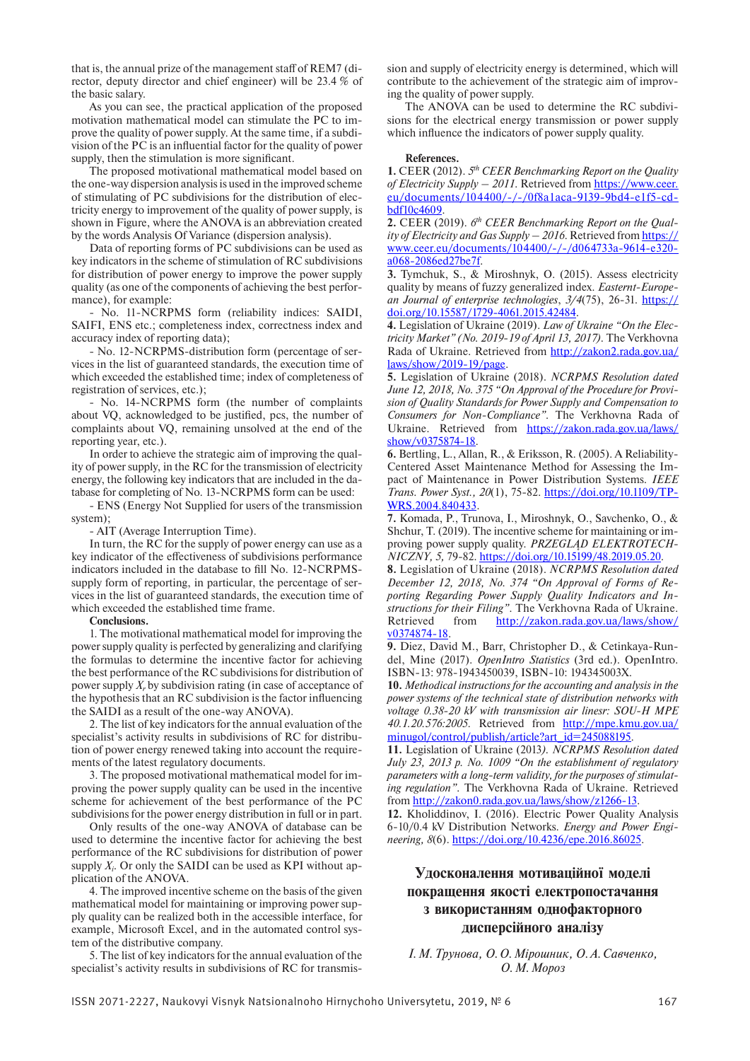that is, the annual prize of the management staff of REM7 (director, deputy director and chief engineer) will be 23.4 % of the basic salary.

As you can see, the practical application of the proposed motivation mathematical model can stimulate the PC to improve the quality of power supply. At the same time, if a subdivision of the PC is an influential factor for the quality of power supply, then the stimulation is more significant.

The proposed motivational mathematical model based on the one-way dispersion analysis is used in the improved scheme of stimulating of PC subdivisions for the distribution of electricity energy to improvement of the quality of power supply, is shown in Figure, where the ANOVA is an abbreviation created by the words Analysis Of Variance (dispersion analysis).

Data of reporting forms of PC subdivisions can be used as key indicators in the scheme of stimulation of RC subdivisions for distribution of power energy to improve the power supply quality (as one of the components of achieving the best performance), for example:

- No. 11-NCRPMS form (reliability indices: SAIDI, SAIFI, ENS etc.; completeness index, correctness index and accuracy index of reporting data);
- No. 12-NCRPMS-distribution form (percentage of services in the list of guaranteed standards, the execution time of which exceeded the established time; index of completeness of registration of services, etc.);
- No. 14-NCRPMS form (the number of complaints about VQ, acknowledged to be justified, pcs, the number of complaints about VQ, remaining unsolved at the end of the reporting year, etc.).

In order to achieve the strategic aim of improving the quality of power supply, in the RC for the transmission of electricity energy, the following key indicators that are included in the database for completing of No. 13-NCRPMS form can be used:

- ENS (Energy Not Supplied for users of the transmission system);
- AIT (Average Interruption Time).

In turn, the RC for the supply of power energy can use as a key indicator of the effectiveness of subdivisions performance indicators included in the database to fill No. 12-NCRPMS-supply form of reporting, in particular, the percentage of services in the list of guaranteed standards, the execution time of which exceeded the established time frame.

**Conclusions.**

1. The motivational mathematical model for improving the power supply quality is perfected by generalizing and clarifying the formulas to determine the incentive factor for achieving the best performance of the RC subdivisions for distribution of power supply $X_i$ by subdivision rating (in case of acceptance of the hypothesis that an RC subdivision is the factor influencing the SAIDI as a result of the one-way ANOVA).

2. The list of key indicators for the annual evaluation of the specialist's activity results in subdivisions of RC for distribution of power energy renewed taking into account the requirements of the latest regulatory documents.

3. The proposed motivational mathematical model for improving the power supply quality can be used in the incentive scheme for achievement of the best performance of the PC subdivisions for the power energy distribution in full or in part.

Only results of the one-way ANOVA of database can be used to determine the incentive factor for achieving the best performance of the RC subdivisions for distribution of power supply $X_i$. Or only the SAIDI can be used as KPI without application of the ANOVA.

4. The improved incentive scheme on the basis of the given mathematical model for maintaining or improving power supply quality can be realized both in the accessible interface, for example, Microsoft Excel, and in the automated control system of the distributive company.

5. The list of key indicators for the annual evaluation of the specialist's activity results in subdivisions of RC for transmission and supply of electricity energy is determined, which will contribute to the achievement of the strategic aim of improving the quality of power supply.

The ANOVA can be used to determine the RC subdivisions for the electrical energy transmission or power supply which influence the indicators of power supply quality.

**References.**

**1.** CEER (2012). *5th CEER Benchmarking Report on the Quality of Electricity Supply – 2011.* Retrieved from https://www.ceer.eu/documents/104400/-/-/0f8a1aca-9139-9bd4-e1f5-cdbdf10c4609.

**2.** CEER (2019). *6th CEER Benchmarking Report on the Quality of Electricity and Gas Supply – 2016.* Retrieved from https://www.ceer.eu/documents/104400/-/-/d064733a-9614-e320-a068-2086ed27be7f.

**3.** Tymchuk, S., & Miroshnyk, O. (2015). Assess electricity quality by means of fuzzy generalized index. *Easternt-European Journal of enterprise technologies*, *3/4*(75), 26-31. https://doi.org/10.15587/1729-4061.2015.42484.

**4.** Legislation of Ukraine (2019). *Law of Ukraine "On the Electricity Market" (No. 2019-19 of April 13, 2017).* The Verkhovna Rada of Ukraine. Retrieved from http://zakon2.rada.gov.ua/laws/show/2019-19/page.

**5.** Legislation of Ukraine (2018). *NCRPMS Resolution dated June 12, 2018, No. 375 "On Approval of the Procedure for Provision of Quality Standards for Power Supply and Compensation to Consumers for Non-Compliance".* The Verkhovna Rada of Ukraine. Retrieved from https://zakon.rada.gov.ua/laws/show/v0375874-18.

**6.** Bertling, L., Allan, R., & Eriksson, R. (2005). A Reliability-Centered Asset Maintenance Method for Assessing the Impact of Maintenance in Power Distribution Systems. *IEEE Trans. Power Syst.*, *20*(1), 75-82. https://doi.org/10.1109/TPWRS.2004.840433.

**7.** Komada, P., Trunova, I., Miroshnyk, O., Savchenko, O., & Shchur, T. (2019). The incentive scheme for maintaining or improving power supply quality. *PRZEGLĄD ELEKTROTECHNICZNY*, *5*, 79-82. https://doi.org/10.15199/48.2019.05.20.

**8.** Legislation of Ukraine (2018). *NCRPMS Resolution dated December 12, 2018, No. 374 "On Approval of Forms of Reporting Regarding Power Supply Quality Indicators and Instructions for their Filing".* The Verkhovna Rada of Ukraine. Retrieved from http://zakon.rada.gov.ua/laws/show/v0374874-18.

**9.** Diez, David M., Barr, Christopher D., & Cetinkaya-Rundel, Mine (2017). *OpenIntro Statistics* (3rd ed.). OpenIntro. ISBN-13: 978-1943450039, ISBN-10: 194345003X.

**10.** *Methodical instructions for the accounting and analysis in the power systems of the technical state of distribution networks with voltage 0.38-20 kV with transmission air linesr: SOU-H MPE 40.1.20.576:2005.* Retrieved from http://mpe.kmu.gov.ua/minugol/control/publish/article?art_id=245088195.

**11.** Legislation of Ukraine (2013*). NCRPMS Resolution dated July 23, 2013 p. No. 1009 "On the establishment of regulatory parameters with a long-term validity, for the purposes of stimulating regulation".* The Verkhovna Rada of Ukraine. Retrieved from http://zakon0.rada.gov.ua/laws/show/z1266-13.

**12.** Kholiddinov, I. (2016). Electric Power Quality Analysis 6-10/0.4 kV Distribution Networks. *Energy and Power Engineering, 8*(6). https://doi.org/10.4236/epe.2016.86025.

## Удосконалення мотиваційної моделі покращення якості електропостачання з використанням однофакторного дисперсійного аналізу

*І. М. Трунова, О. О. Мірошник, О. А. Савченко, О. М. Мороз*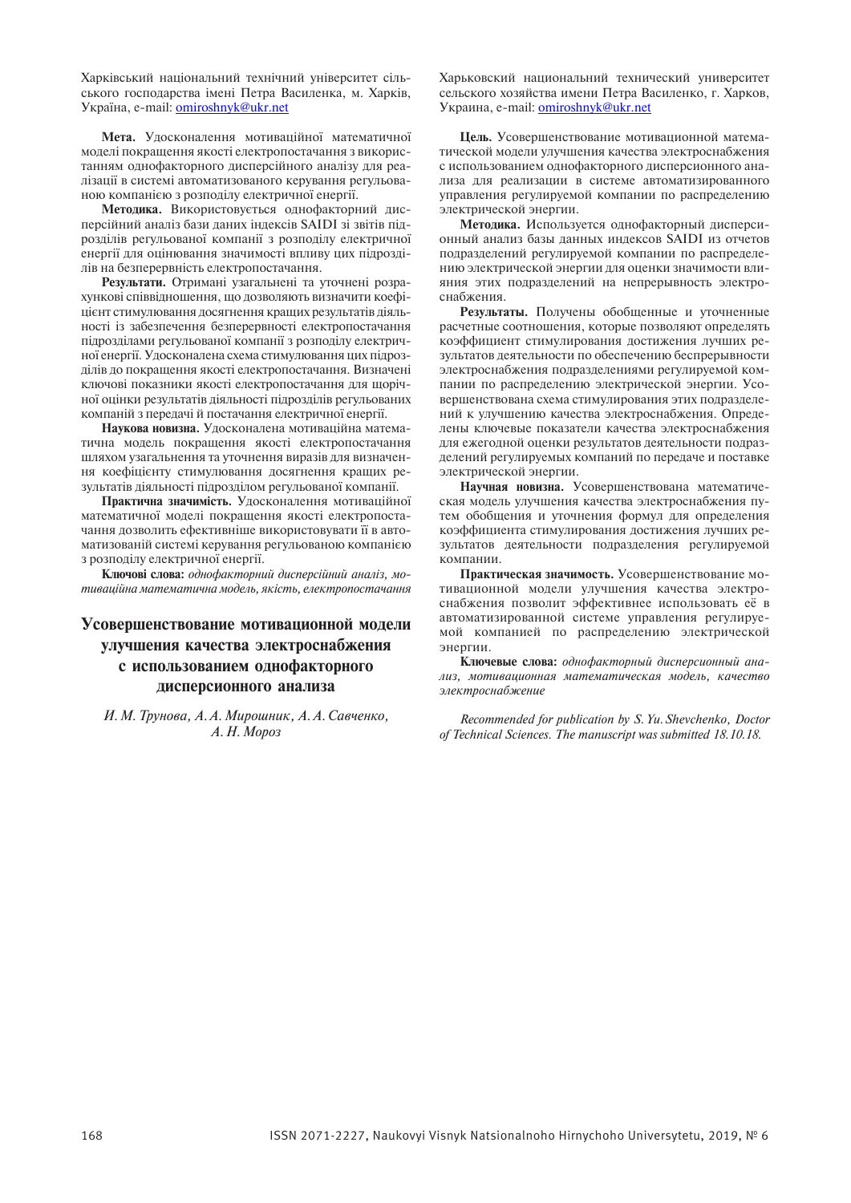Харківський національний технічний університет сільського господарства імені Петра Василенка, м. Харків, Україна, e-mail: omiroshnyk@ukr.net

**Мета.** Удосконалення мотиваційної математичної моделі покращення якості електропостачання з використанням однофакторного дисперсійного аналізу для реалізації в системі автоматизованого керування регульованою компанією з розподілу електричної енергії.

**Методика.** Використовується однофакторний дисперсійний аналіз бази даних індексів SAIDI зі звітів підрозділів регульованої компанії з розподілу електричної енергії для оцінювання значимості впливу цих підрозділів на безперервність електропостачання.

**Результати.** Отримані узагальнені та уточнені розрахункові співвідношення, що дозволяють визначити коефіцієнт стимулювання досягнення кращих результатів діяльності із забезпечення безперервності електропостачання підрозділами регульованої компанії з розподілу електричної енергії. Удосконалена схема стимулювання цих підрозділів до покращення якості електропостачання. Визначені ключові показники якості електропостачання для щорічної оцінки результатів діяльності підрозділів регульованих компаній з передачі й постачання електричної енергії.

**Наукова новизна.** Удосконалена мотиваційна математична модель покращення якості електропостачання шляхом узагальнення та уточнення виразів для визначення коефіцієнту стимулювання досягнення кращих результатів діяльності підрозділом регульованої компанії.

**Практична значимість.** Удосконалення мотиваційної математичної моделі покращення якості електропостачання дозволить ефективніше використовувати її в автоматизованій системі керування регульованою компанією з розподілу електричної енергії.

**Ключові слова:** *однофакторний дисперсійний аналіз, мотиваційна математична модель, якість, електропостачання*

## Усовершенствование мотивационной модели улучшения качества электроснабжения с использованием однофакторного дисперсионного анализа

*И. М. Трунова, А. А. Мирошник, А. А. Савченко, А. Н. Мороз*

Харьковский национальный технический университет сельского хозяйства имени Петра Василенко, г. Харков, Украина, e-mail: omiroshnyk@ukr.net

**Цель.** Усовершенствование мотивационной математической модели улучшения качества электроснабжения с использованием однофакторного дисперсионного анализа для реализации в системе автоматизированного управления регулируемой компании по распределению электрической энергии.

**Методика.** Используется однофакторный дисперсионный анализ базы данных индексов SAIDI из отчетов подразделений регулируемой компании по распределению электрической энергии для оценки значимости влияния этих подразделений на непрерывность электроснабжения.

**Результаты.** Получены обобщенные и уточненные расчетные соотношения, которые позволяют определять коэффициент стимулирования достижения лучших результатов деятельности по обеспечению беспрерывности электроснабжения подразделениями регулируемой компании по распределению электрической энергии. Усовершенствована схема стимулирования этих подразделений к улучшению качества электроснабжения. Определены ключевые показатели качества электроснабжения для ежегодной оценки результатов деятельности подразделений регулируемых компаний по передаче и поставке электрической энергии.

**Научная новизна.** Усовершенствована математическая модель улучшения качества электроснабжения путем обобщения и уточнения формул для определения коэффициента стимулирования достижения лучших результатов деятельности подразделения регулируемой компании.

**Практическая значимость.** Усовершенствование мотивационной модели улучшения качества электроснабжения позволит эффективнее использовать её в автоматизированной системе управления регулируемой компанией по распределению электрической энергии.

**Ключевые слова:** *однофакторный дисперсионный анализ, мотивационная математическая модель, качество электроснабжение*

*Recommended for publication by S. Yu. Shevchenko, Doctor of Technical Sciences. The manuscript was submitted 18.10.18.*